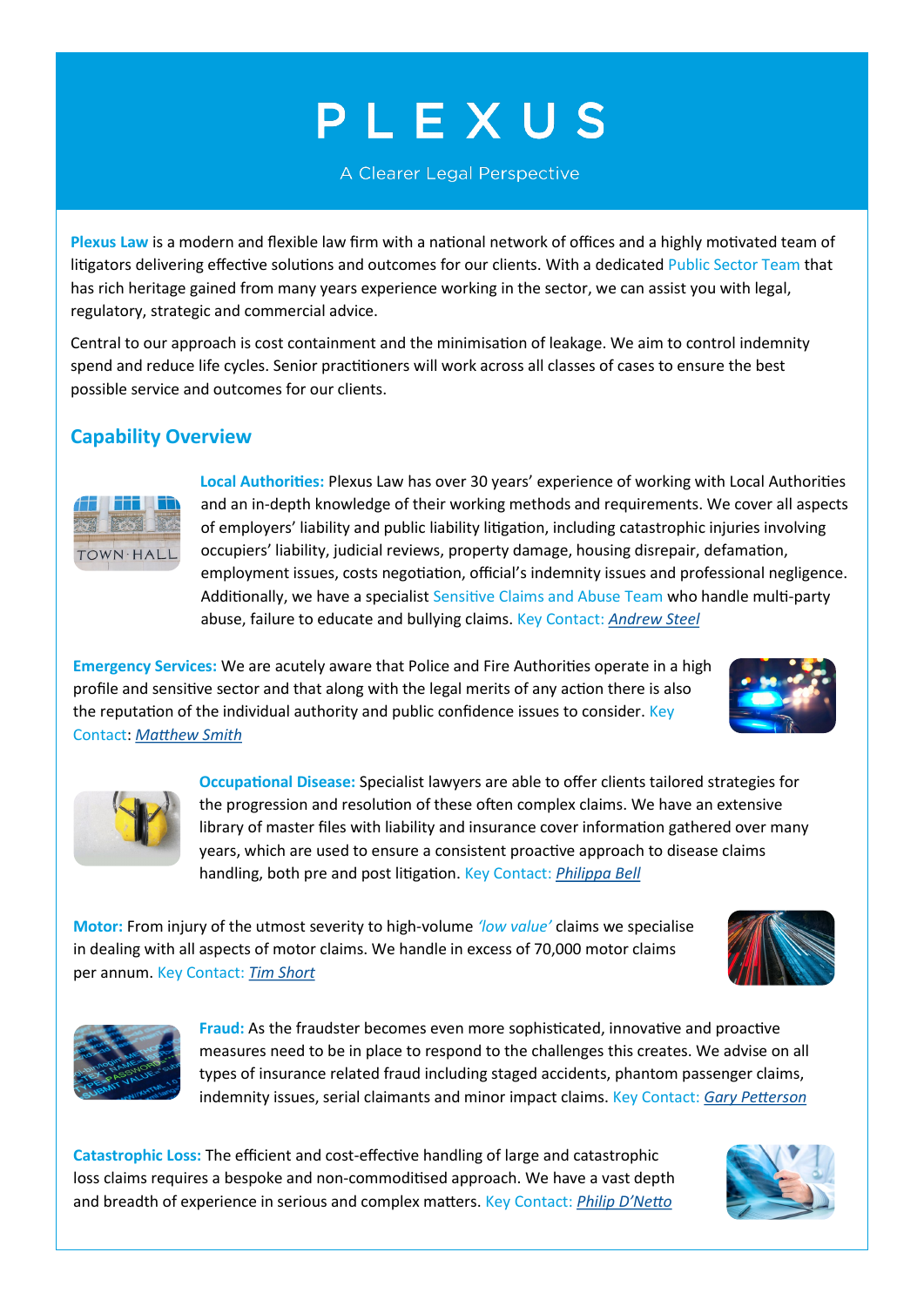# PLEXUS

A Clearer Legal Perspective

**Plexus Law** is a modern and flexible law firm with a national network of offices and a highly motivated team of litigators delivering effective solutions and outcomes for our clients. With a dedicated Public Sector Team that has rich heritage gained from many years experience working in the sector, we can assist you with legal, regulatory, strategic and commercial advice.

Central to our approach is cost containment and the minimisation of leakage. We aim to control indemnity spend and reduce life cycles. Senior practitioners will work across all classes of cases to ensure the best possible service and outcomes for our clients.

## Capability Overview

**Local Authorities:** Plexus Law has over 30 years' experience of working with Local Authorities and an in-depth knowledge of their working methods and requirements. We cover all aspects of employers' liability and public liability litigation, including catastrophic injuries involving occupiers' liability, judicial reviews, property damage, housing disrepair, defamation, employment issues, costs negotiation, official's indemnity issues and professional negligence. Additionally, we have a specialist Sensitive Claims and Abuse Team who handle multi-party abuse, failure to educate and bullying claims. Key Contact: *Andrew Steel*

**Emergency Services:** We are acutely aware that Police and Fire Authorities operate in a high profile and sensitive sector and that along with the legal merits of any action there is also the reputation of the individual authority and public confidence issues to consider. Key Contact: *Matthew Smith*

**Occupational Disease:** Specialist lawyers are able to offer clients tailored strategies for the progression and resolution of these often complex claims. We have an extensive library of master files with liability and insurance cover information gathered over many years, which are used to ensure a consistent proactive approach to disease claims handling, both pre and post litigation. Key Contact: *Philippa Bell*

**Motor:** From injury of the utmost severity to high-volume *'low value'* claims we specialise in dealing with all aspects of motor claims. We handle in excess of 70,000 motor claims per annum. Key Contact: *Tim Short*

**Fraud:** As the fraudster becomes even more sophisticated, innovative and proactive measures need to be in place to respond to the challenges this creates. We advise on all types of insurance related fraud including staged accidents, phantom passenger claims, indemnity issues, serial claimants and minor impact claims. Key Contact: *Gary Petterson*

**Catastrophic Loss:** The efficient and cost-effective handling of large and catastrophic loss claims requires a bespoke and non-commoditised approach. We have a vast depth and breadth of experience in serious and complex matters. Key Contact: *Philip D'Netto*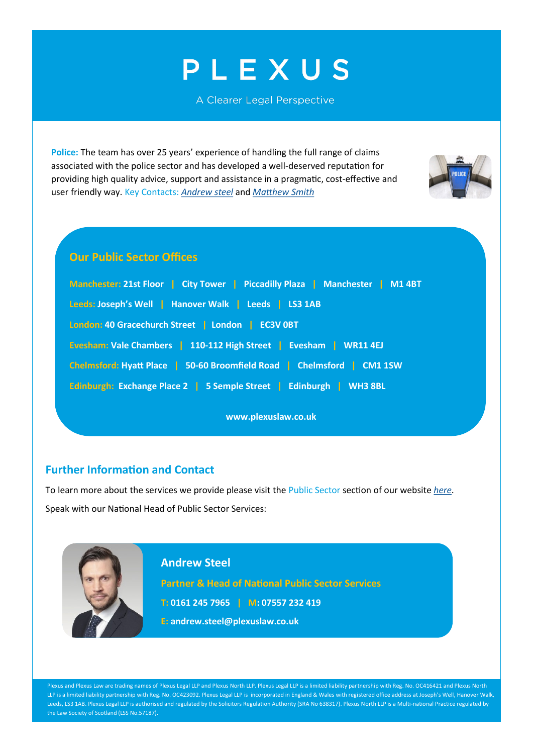# PLEXUS

A Clearer Legal Perspective

**Police:** The team has over 25 years' experience of handling the full range of claims associated with the police sector and has developed a well-deserved reputation for providing high quality advice, support and assistance in a pragmatic, cost-effective and user friendly way. Key Contacts: *Andrew steel* and *Matthew Smith*

## Our Public Sector Offices

**Manchester:** 21st Floor | City Tower | Piccadilly Plaza | Manchester | M1 4BT

**Leeds:** Joseph's Well | Hanover Walk | Leeds | LS3 1AB

**London:** 40 Gracechurch Street | London | EC3V 0BT

**Evesham:** Vale Chambers | 110-112 High Street | Evesham | WR11 4EJ

**Chelmsford:** Hyatt Place | 50-60 Broomfield Road | Chelmsford | CM1 1SW

**Edinburgh:** Exchange Place 2 | 5 Semple Street | Edinburgh | WH3 8BL

**www.plexuslaw.co.uk**

## Further Information and Contact

To learn more about the services we provide please visit the Public Sector section of our website *here*.

Speak with our National Head of Public Sector Services:

**Andrew Steel**

**Partner & Head of National Public Sector Services**

**T:** 0161 245 7965 | **M:** 07557 232 419

**E:** andrew.steel@plexuslaw.co.uk

Plexus and Plexus Law are trading names of Plexus Legal LLP and Plexus North LLP. Plexus Legal LLP is a limited liability partnership with Reg. No. OC416421 and Plexus North LLP is a limited liability partnership with Reg. No. OC423092. Plexus Legal LLP is incorporated in England & Wales with registered office address at Joseph's Well, Hanover Walk, Leeds, LS3 1AB. Plexus Legal LLP is authorised and regulated by the Solicitors Regulation Authority (SRA No 638317). Plexus North LLP is a Multi-national Practice regulated by the Law Society of Scotland (LSS No.57187).